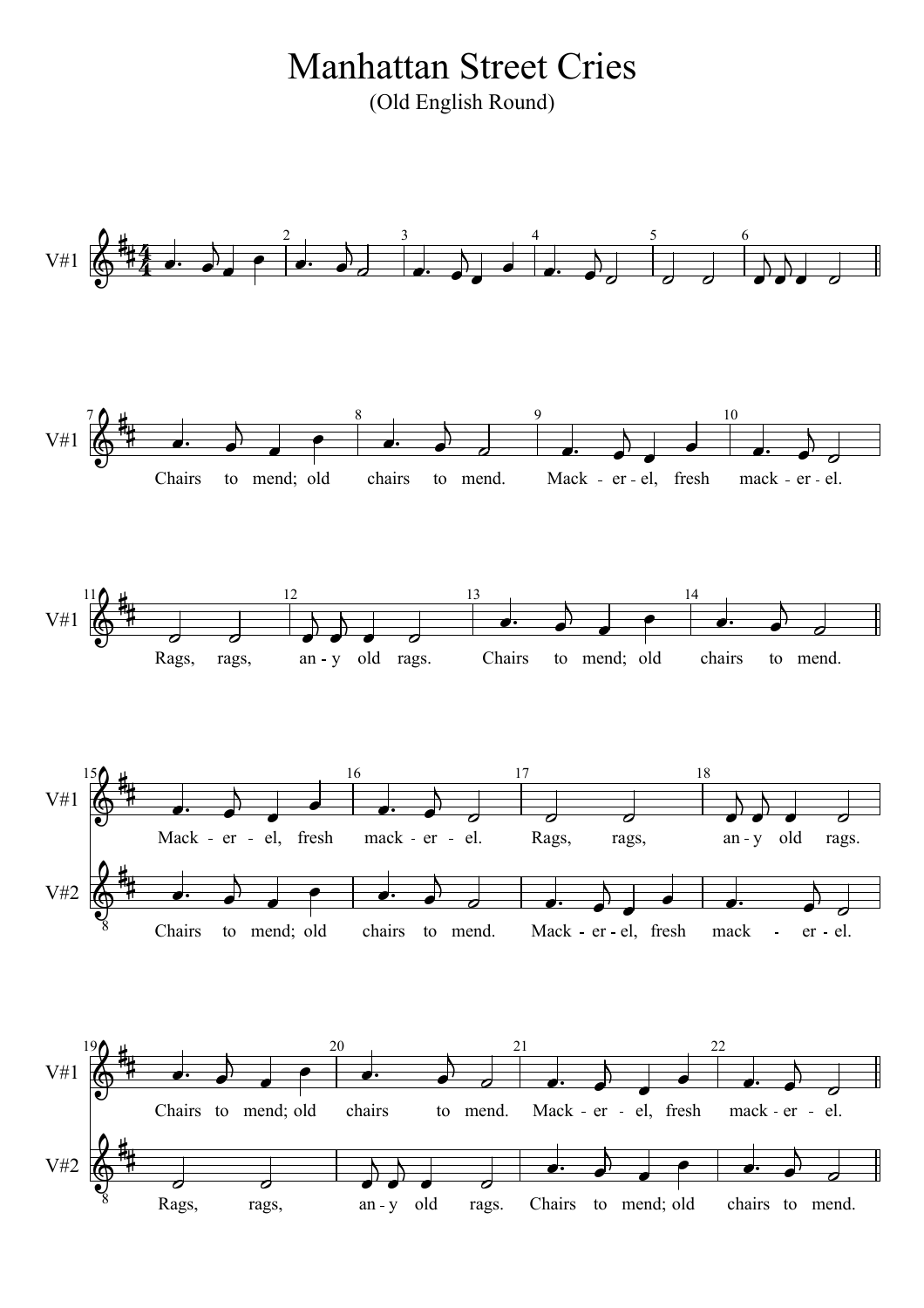# Manhattan Street Cries

(Old English Round)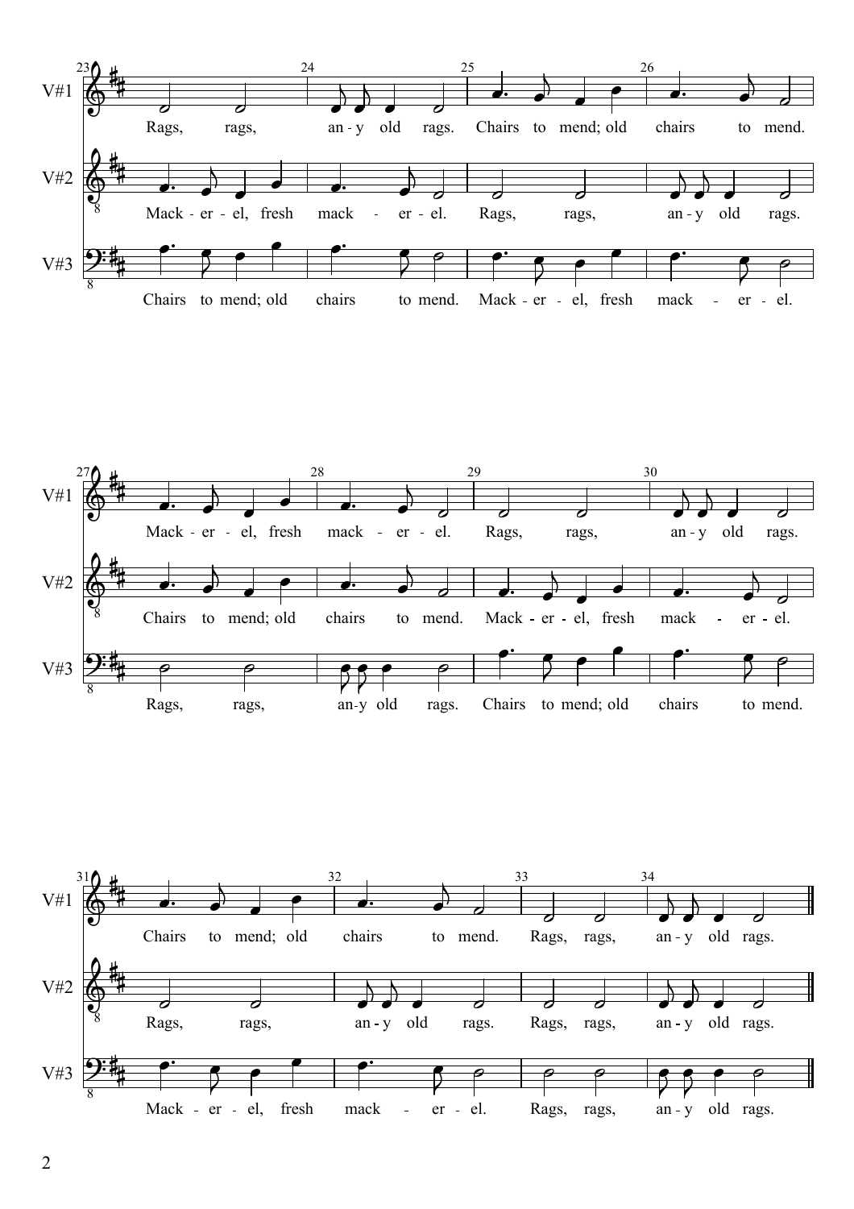V#1: Rags, rags, an - y old rags. Chairs to mend; old chairs to mend.

V#2: Mack - er - el, fresh mack - er - el. Rags, rags, an - y old rags.

V#3: Chairs to mend; old chairs to mend. Mack - er - el, fresh mack - er - el.

V#1: Mack - er - el, fresh mack - er - el. Rags, rags, an - y old rags.

V#2: Chairs to mend; old chairs to mend. Mack - er - el, fresh mack - er - el.

V#3: Rags, rags, an-y old rags. Chairs to mend; old chairs to mend.

V#1: Chairs to mend; old chairs to mend. Rags, rags, an - y old rags.

V#2: Rags, rags, an - y old rags. Rags, rags, an - y old rags.

V#3: Mack - er - el, fresh mack - er - el. Rags, rags, an - y old rags.